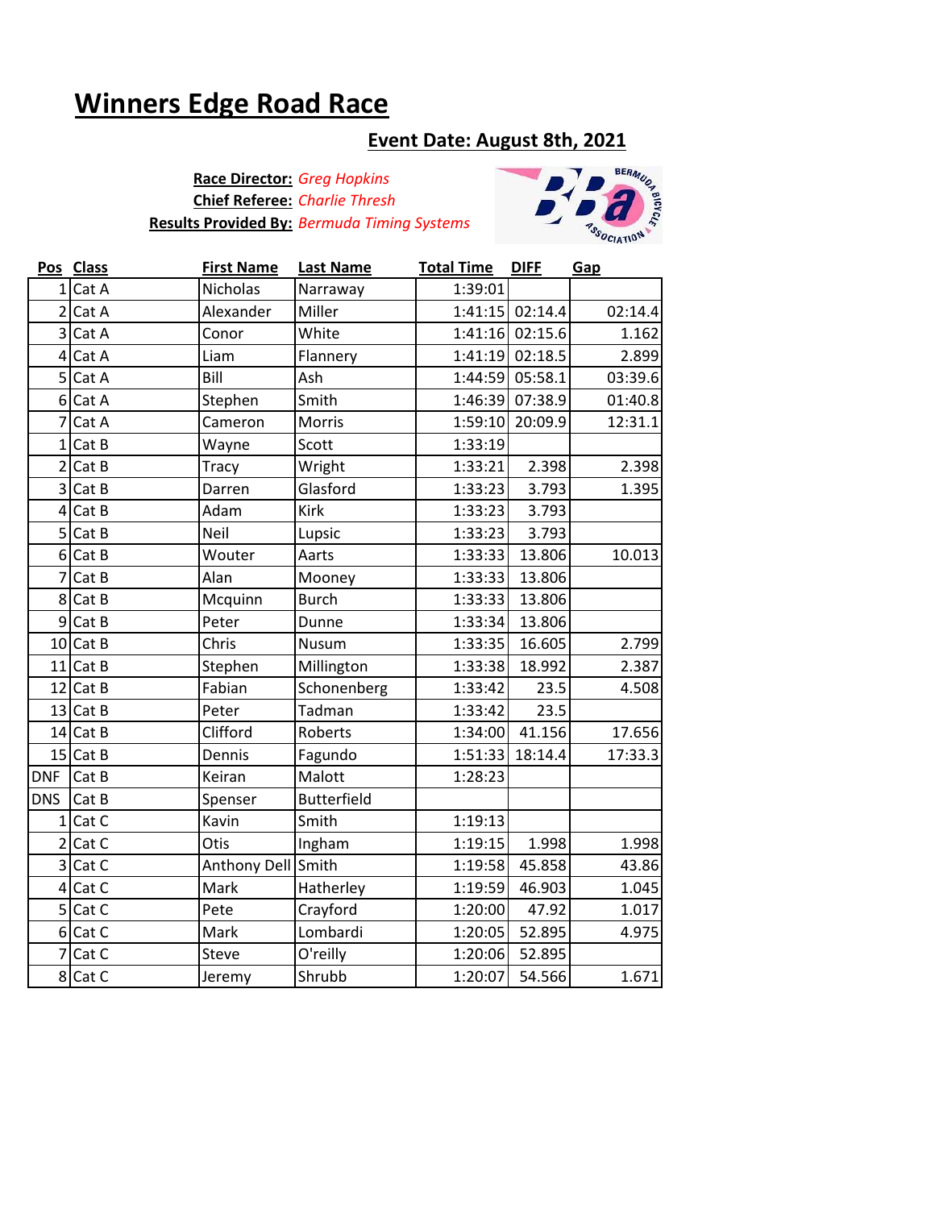# Winners Edge Road Race

## Event Date: August 8th, 2021

**Race Director:** *Greg Hopkins*
**Chief Referee:** *Charlie Thresh*
**Results Provided By:** *Bermuda Timing Systems*

| Pos | Class | First Name | Last Name | Total Time | DIFF | Gap |
|---|---|---|---|---|---|---|
| 1 | Cat A | Nicholas | Narraway | 1:39:01 | | |
| 2 | Cat A | Alexander | Miller | 1:41:15 | 02:14.4 | 02:14.4 |
| 3 | Cat A | Conor | White | 1:41:16 | 02:15.6 | 1.162 |
| 4 | Cat A | Liam | Flannery | 1:41:19 | 02:18.5 | 2.899 |
| 5 | Cat A | Bill | Ash | 1:44:59 | 05:58.1 | 03:39.6 |
| 6 | Cat A | Stephen | Smith | 1:46:39 | 07:38.9 | 01:40.8 |
| 7 | Cat A | Cameron | Morris | 1:59:10 | 20:09.9 | 12:31.1 |
| 1 | Cat B | Wayne | Scott | 1:33:19 | | |
| 2 | Cat B | Tracy | Wright | 1:33:21 | 2.398 | 2.398 |
| 3 | Cat B | Darren | Glasford | 1:33:23 | 3.793 | 1.395 |
| 4 | Cat B | Adam | Kirk | 1:33:23 | 3.793 | |
| 5 | Cat B | Neil | Lupsic | 1:33:23 | 3.793 | |
| 6 | Cat B | Wouter | Aarts | 1:33:33 | 13.806 | 10.013 |
| 7 | Cat B | Alan | Mooney | 1:33:33 | 13.806 | |
| 8 | Cat B | Mcquinn | Burch | 1:33:33 | 13.806 | |
| 9 | Cat B | Peter | Dunne | 1:33:34 | 13.806 | |
| 10 | Cat B | Chris | Nusum | 1:33:35 | 16.605 | 2.799 |
| 11 | Cat B | Stephen | Millington | 1:33:38 | 18.992 | 2.387 |
| 12 | Cat B | Fabian | Schonenberg | 1:33:42 | 23.5 | 4.508 |
| 13 | Cat B | Peter | Tadman | 1:33:42 | 23.5 | |
| 14 | Cat B | Clifford | Roberts | 1:34:00 | 41.156 | 17.656 |
| 15 | Cat B | Dennis | Fagundo | 1:51:33 | 18:14.4 | 17:33.3 |
| DNF | Cat B | Keiran | Malott | 1:28:23 | | |
| DNS | Cat B | Spenser | Butterfield | | | |
| 1 | Cat C | Kavin | Smith | 1:19:13 | | |
| 2 | Cat C | Otis | Ingham | 1:19:15 | 1.998 | 1.998 |
| 3 | Cat C | Anthony Dell | Smith | 1:19:58 | 45.858 | 43.86 |
| 4 | Cat C | Mark | Hatherley | 1:19:59 | 46.903 | 1.045 |
| 5 | Cat C | Pete | Crayford | 1:20:00 | 47.92 | 1.017 |
| 6 | Cat C | Mark | Lombardi | 1:20:05 | 52.895 | 4.975 |
| 7 | Cat C | Steve | O'reilly | 1:20:06 | 52.895 | |
| 8 | Cat C | Jeremy | Shrubb | 1:20:07 | 54.566 | 1.671 |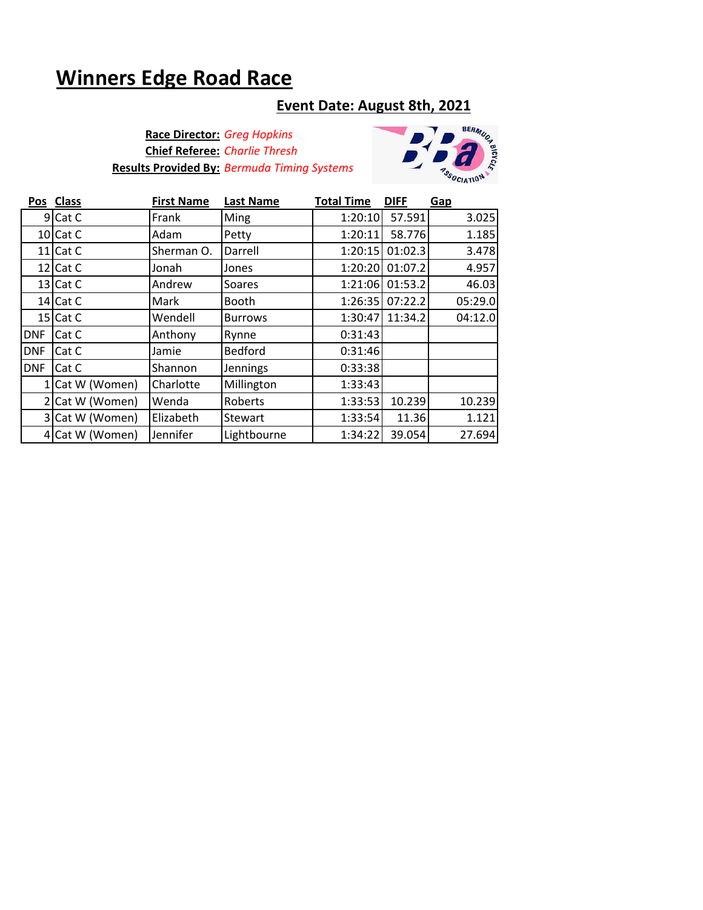# Winners Edge Road Race

## Event Date: August 8th, 2021

**Race Director:** *Greg Hopkins*
**Chief Referee:** *Charlie Thresh*
**Results Provided By:** *Bermuda Timing Systems*

| Pos | Class | First Name | Last Name | Total Time | DIFF | Gap |
|---|---|---|---|---|---|---|
| 9 | Cat C | Frank | Ming | 1:20:10 | 57.591 | 3.025 |
| 10 | Cat C | Adam | Petty | 1:20:11 | 58.776 | 1.185 |
| 11 | Cat C | Sherman O. | Darrell | 1:20:15 | 01:02.3 | 3.478 |
| 12 | Cat C | Jonah | Jones | 1:20:20 | 01:07.2 | 4.957 |
| 13 | Cat C | Andrew | Soares | 1:21:06 | 01:53.2 | 46.03 |
| 14 | Cat C | Mark | Booth | 1:26:35 | 07:22.2 | 05:29.0 |
| 15 | Cat C | Wendell | Burrows | 1:30:47 | 11:34.2 | 04:12.0 |
| DNF | Cat C | Anthony | Rynne | 0:31:43 | | |
| DNF | Cat C | Jamie | Bedford | 0:31:46 | | |
| DNF | Cat C | Shannon | Jennings | 0:33:38 | | |
| 1 | Cat W (Women) | Charlotte | Millington | 1:33:43 | | |
| 2 | Cat W (Women) | Wenda | Roberts | 1:33:53 | 10.239 | 10.239 |
| 3 | Cat W (Women) | Elizabeth | Stewart | 1:33:54 | 11.36 | 1.121 |
| 4 | Cat W (Women) | Jennifer | Lightbourne | 1:34:22 | 39.054 | 27.694 |